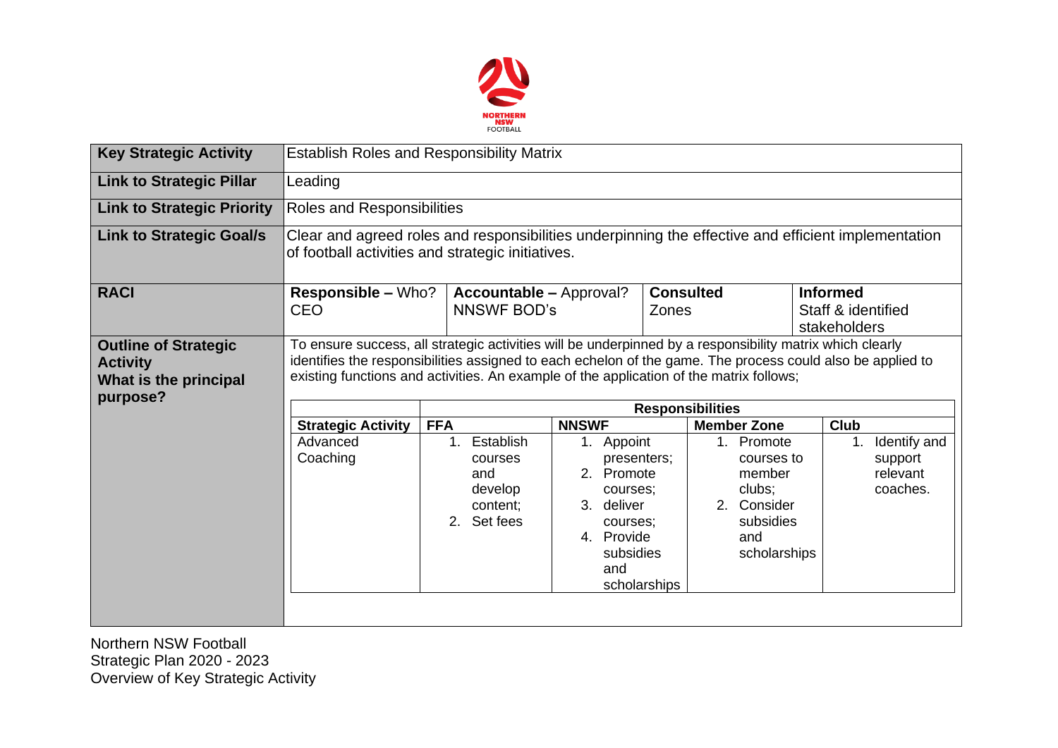| Key Strategic Activity | Establish Roles and Responsibility Matrix | | | |
|---|---|---|---|---|
| **Link to Strategic Pillar** | Leading | | | |
| **Link to Strategic Priority** | Roles and Responsibilities | | | |
| **Link to Strategic Goal/s** | Clear and agreed roles and responsibilities underpinning the effective and efficient implementation of football activities and strategic initiatives. | | | |
| **RACI** | **Responsible –** Who?<br>CEO | **Accountable –** Approval?<br>NNSWF BOD's | **Consulted**<br>Zones | **Informed**<br>Staff & identified stakeholders |
| **Outline of Strategic Activity**<br>**What is the principal purpose?** | To ensure success, all strategic activities will be underpinned by a responsibility matrix which clearly identifies the responsibilities assigned to each echelon of the game. The process could also be applied to existing functions and activities. An example of the application of the matrix follows; | | | |

| | Responsibilities | | | |
|---|---|---|---|---|
| **Strategic Activity** | **FFA** | **NNSWF** | **Member Zone** | **Club** |
| Advanced Coaching | 1. Establish courses and develop content;<br>2. Set fees | 1. Appoint presenters;<br>2. Promote courses;<br>3. deliver courses;<br>4. Provide subsidies and scholarships | 1. Promote courses to member clubs;<br>2. Consider subsidies and scholarships | 1. Identify and support relevant coaches. |

Northern NSW Football
Strategic Plan 2020 - 2023
Overview of Key Strategic Activity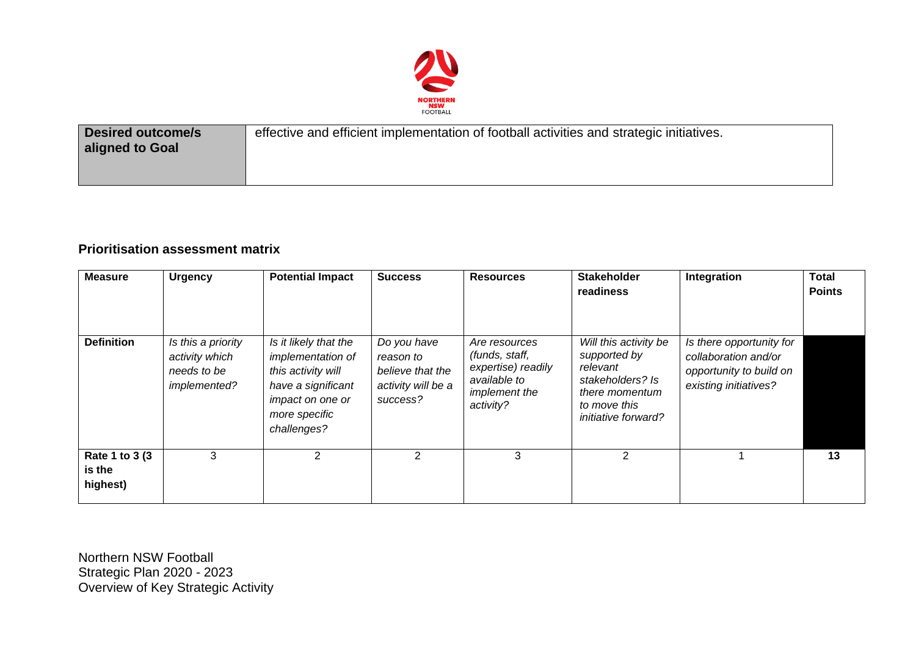| Desired outcome/s aligned to Goal | effective and efficient implementation of football activities and strategic initiatives. |
|---|---|

**Prioritisation assessment matrix**

| Measure | Urgency | Potential Impact | Success | Resources | Stakeholder readiness | Integration | Total Points |
|---|---|---|---|---|---|---|---|
| Definition | *Is this a priority activity which needs to be implemented?* | *Is it likely that the implementation of this activity will have a significant impact on one or more specific challenges?* | *Do you have reason to believe that the activity will be a success?* | *Are resources (funds, staff, expertise) readily available to implement the activity?* | *Will this activity be supported by relevant stakeholders? Is there momentum to move this initiative forward?* | *Is there opportunity for collaboration and/or opportunity to build on existing initiatives?* | |
| Rate 1 to 3 (3 is the highest) | 3 | 2 | 2 | 3 | 2 | 1 | **13** |

Northern NSW Football
Strategic Plan 2020 - 2023
Overview of Key Strategic Activity